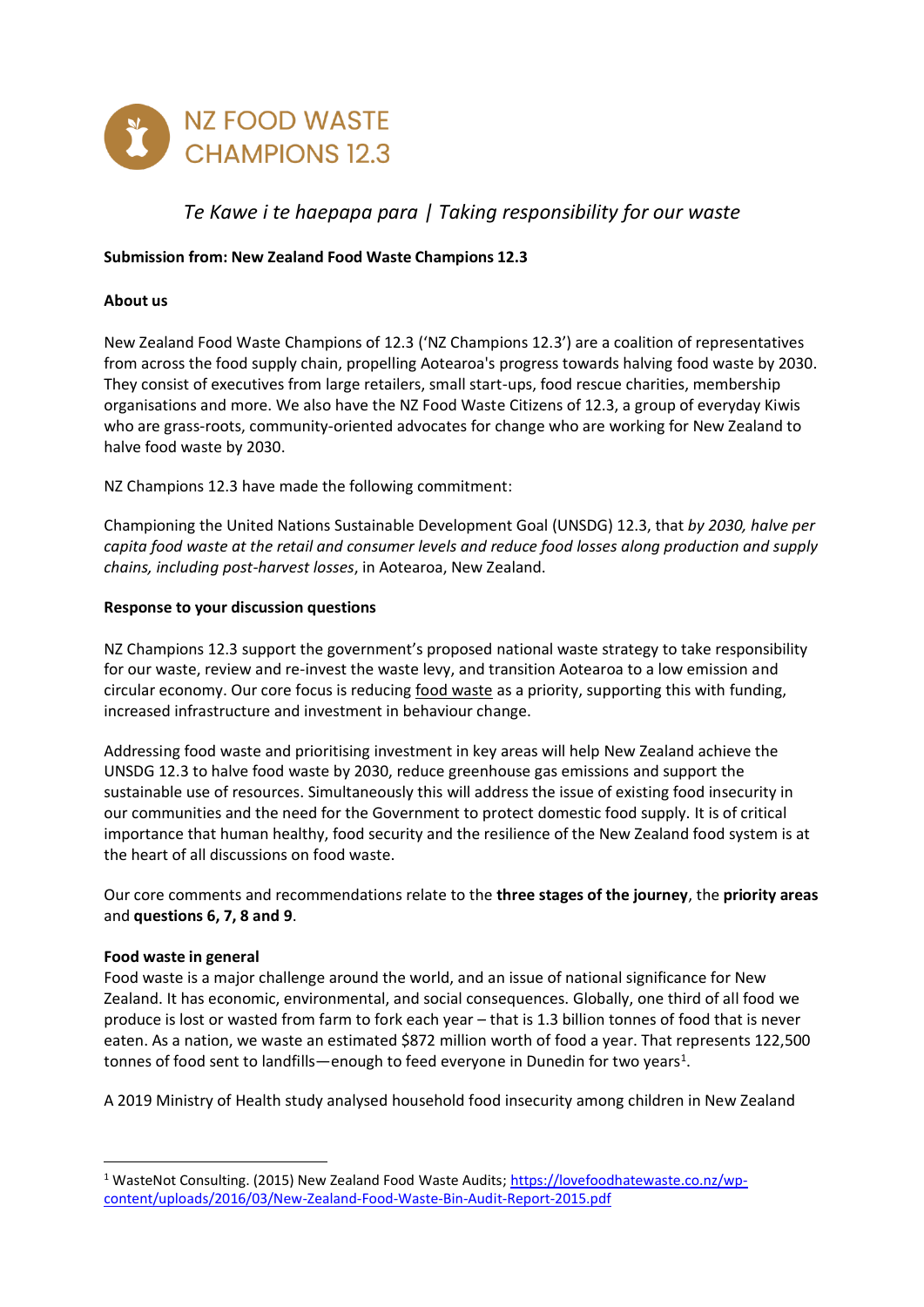# NZ FOOD WASTE CHAMPIONS 12.3

*Te Kawe i te haepapa para | Taking responsibility for our waste*

**Submission from: New Zealand Food Waste Champions 12.3**

**About us**

New Zealand Food Waste Champions of 12.3 ('NZ Champions 12.3') are a coalition of representatives from across the food supply chain, propelling Aotearoa's progress towards halving food waste by 2030. They consist of executives from large retailers, small start-ups, food rescue charities, membership organisations and more. We also have the NZ Food Waste Citizens of 12.3, a group of everyday Kiwis who are grass-roots, community-oriented advocates for change who are working for New Zealand to halve food waste by 2030.

NZ Champions 12.3 have made the following commitment:

Championing the United Nations Sustainable Development Goal (UNSDG) 12.3, that *by 2030, halve per capita food waste at the retail and consumer levels and reduce food losses along production and supply chains, including post-harvest losses*, in Aotearoa, New Zealand.

**Response to your discussion questions**

NZ Champions 12.3 support the government's proposed national waste strategy to take responsibility for our waste, review and re-invest the waste levy, and transition Aotearoa to a low emission and circular economy. Our core focus is reducing food waste as a priority, supporting this with funding, increased infrastructure and investment in behaviour change.

Addressing food waste and prioritising investment in key areas will help New Zealand achieve the UNSDG 12.3 to halve food waste by 2030, reduce greenhouse gas emissions and support the sustainable use of resources. Simultaneously this will address the issue of existing food insecurity in our communities and the need for the Government to protect domestic food supply. It is of critical importance that human healthy, food security and the resilience of the New Zealand food system is at the heart of all discussions on food waste.

Our core comments and recommendations relate to the **three stages of the journey**, the **priority areas** and **questions 6, 7, 8 and 9**.

**Food waste in general**

Food waste is a major challenge around the world, and an issue of national significance for New Zealand. It has economic, environmental, and social consequences. Globally, one third of all food we produce is lost or wasted from farm to fork each year – that is 1.3 billion tonnes of food that is never eaten. As a nation, we waste an estimated $872 million worth of food a year. That represents 122,500 tonnes of food sent to landfills—enough to feed everyone in Dunedin for two years[1].

A 2019 Ministry of Health study analysed household food insecurity among children in New Zealand

[1] WasteNot Consulting. (2015) New Zealand Food Waste Audits; https://lovefoodhatewaste.co.nz/wp-content/uploads/2016/03/New-Zealand-Food-Waste-Bin-Audit-Report-2015.pdf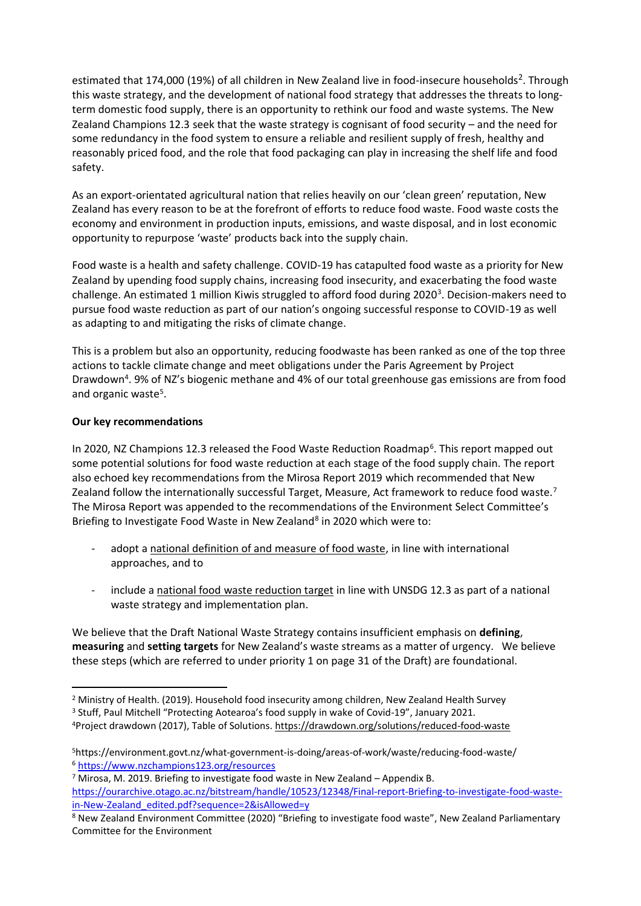estimated that 174,000 (19%) of all children in New Zealand live in food-insecure households[2]. Through this waste strategy, and the development of national food strategy that addresses the threats to long-term domestic food supply, there is an opportunity to rethink our food and waste systems. The New Zealand Champions 12.3 seek that the waste strategy is cognisant of food security – and the need for some redundancy in the food system to ensure a reliable and resilient supply of fresh, healthy and reasonably priced food, and the role that food packaging can play in increasing the shelf life and food safety.

As an export-orientated agricultural nation that relies heavily on our 'clean green' reputation, New Zealand has every reason to be at the forefront of efforts to reduce food waste. Food waste costs the economy and environment in production inputs, emissions, and waste disposal, and in lost economic opportunity to repurpose 'waste' products back into the supply chain.

Food waste is a health and safety challenge. COVID-19 has catapulted food waste as a priority for New Zealand by upending food supply chains, increasing food insecurity, and exacerbating the food waste challenge. An estimated 1 million Kiwis struggled to afford food during 2020[3]. Decision-makers need to pursue food waste reduction as part of our nation's ongoing successful response to COVID-19 as well as adapting to and mitigating the risks of climate change.

This is a problem but also an opportunity, reducing foodwaste has been ranked as one of the top three actions to tackle climate change and meet obligations under the Paris Agreement by Project Drawdown[4]. 9% of NZ's biogenic methane and 4% of our total greenhouse gas emissions are from food and organic waste[5].

**Our key recommendations**

In 2020, NZ Champions 12.3 released the Food Waste Reduction Roadmap[6]. This report mapped out some potential solutions for food waste reduction at each stage of the food supply chain. The report also echoed key recommendations from the Mirosa Report 2019 which recommended that New Zealand follow the internationally successful Target, Measure, Act framework to reduce food waste.[7] The Mirosa Report was appended to the recommendations of the Environment Select Committee's Briefing to Investigate Food Waste in New Zealand[8] in 2020 which were to:

- adopt a national definition of and measure of food waste, in line with international approaches, and to
- include a national food waste reduction target in line with UNSDG 12.3 as part of a national waste strategy and implementation plan.

We believe that the Draft National Waste Strategy contains insufficient emphasis on **defining**, **measuring** and **setting targets** for New Zealand's waste streams as a matter of urgency. We believe these steps (which are referred to under priority 1 on page 31 of the Draft) are foundational.

---

[2] Ministry of Health. (2019). Household food insecurity among children, New Zealand Health Survey

[3] Stuff, Paul Mitchell "Protecting Aotearoa's food supply in wake of Covid-19", January 2021.

[4] Project drawdown (2017), Table of Solutions. https://drawdown.org/solutions/reduced-food-waste

[5] https://environment.govt.nz/what-government-is-doing/areas-of-work/waste/reducing-food-waste/

[6] https://www.nzchampions123.org/resources

[7] Mirosa, M. 2019. Briefing to investigate food waste in New Zealand – Appendix B. https://ourarchive.otago.ac.nz/bitstream/handle/10523/12348/Final-report-Briefing-to-investigate-food-waste-in-New-Zealand_edited.pdf?sequence=2&isAllowed=y

[8] New Zealand Environment Committee (2020) "Briefing to investigate food waste", New Zealand Parliamentary Committee for the Environment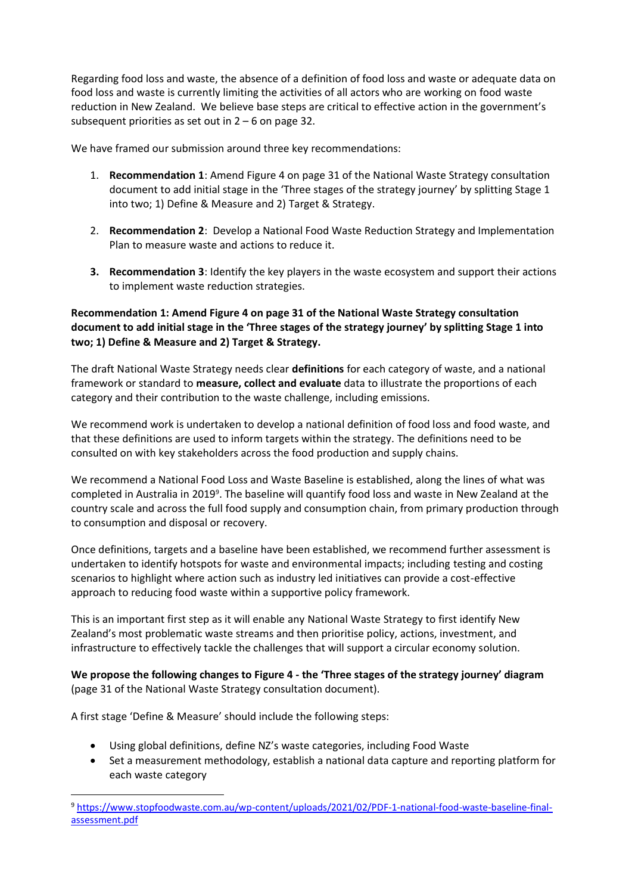Regarding food loss and waste, the absence of a definition of food loss and waste or adequate data on food loss and waste is currently limiting the activities of all actors who are working on food waste reduction in New Zealand. We believe base steps are critical to effective action in the government's subsequent priorities as set out in 2 – 6 on page 32.

We have framed our submission around three key recommendations:

1. **Recommendation 1**: Amend Figure 4 on page 31 of the National Waste Strategy consultation document to add initial stage in the 'Three stages of the strategy journey' by splitting Stage 1 into two; 1) Define & Measure and 2) Target & Strategy.

2. **Recommendation 2**: Develop a National Food Waste Reduction Strategy and Implementation Plan to measure waste and actions to reduce it.

3. **Recommendation 3**: Identify the key players in the waste ecosystem and support their actions to implement waste reduction strategies.

**Recommendation 1: Amend Figure 4 on page 31 of the National Waste Strategy consultation document to add initial stage in the 'Three stages of the strategy journey' by splitting Stage 1 into two; 1) Define & Measure and 2) Target & Strategy.**

The draft National Waste Strategy needs clear **definitions** for each category of waste, and a national framework or standard to **measure, collect and evaluate** data to illustrate the proportions of each category and their contribution to the waste challenge, including emissions.

We recommend work is undertaken to develop a national definition of food loss and food waste, and that these definitions are used to inform targets within the strategy. The definitions need to be consulted on with key stakeholders across the food production and supply chains.

We recommend a National Food Loss and Waste Baseline is established, along the lines of what was completed in Australia in 2019[9]. The baseline will quantify food loss and waste in New Zealand at the country scale and across the full food supply and consumption chain, from primary production through to consumption and disposal or recovery.

Once definitions, targets and a baseline have been established, we recommend further assessment is undertaken to identify hotspots for waste and environmental impacts; including testing and costing scenarios to highlight where action such as industry led initiatives can provide a cost-effective approach to reducing food waste within a supportive policy framework.

This is an important first step as it will enable any National Waste Strategy to first identify New Zealand's most problematic waste streams and then prioritise policy, actions, investment, and infrastructure to effectively tackle the challenges that will support a circular economy solution.

**We propose the following changes to Figure 4 - the 'Three stages of the strategy journey' diagram** (page 31 of the National Waste Strategy consultation document).

A first stage 'Define & Measure' should include the following steps:

- Using global definitions, define NZ's waste categories, including Food Waste
- Set a measurement methodology, establish a national data capture and reporting platform for each waste category

---

[9] https://www.stopfoodwaste.com.au/wp-content/uploads/2021/02/PDF-1-national-food-waste-baseline-final-assessment.pdf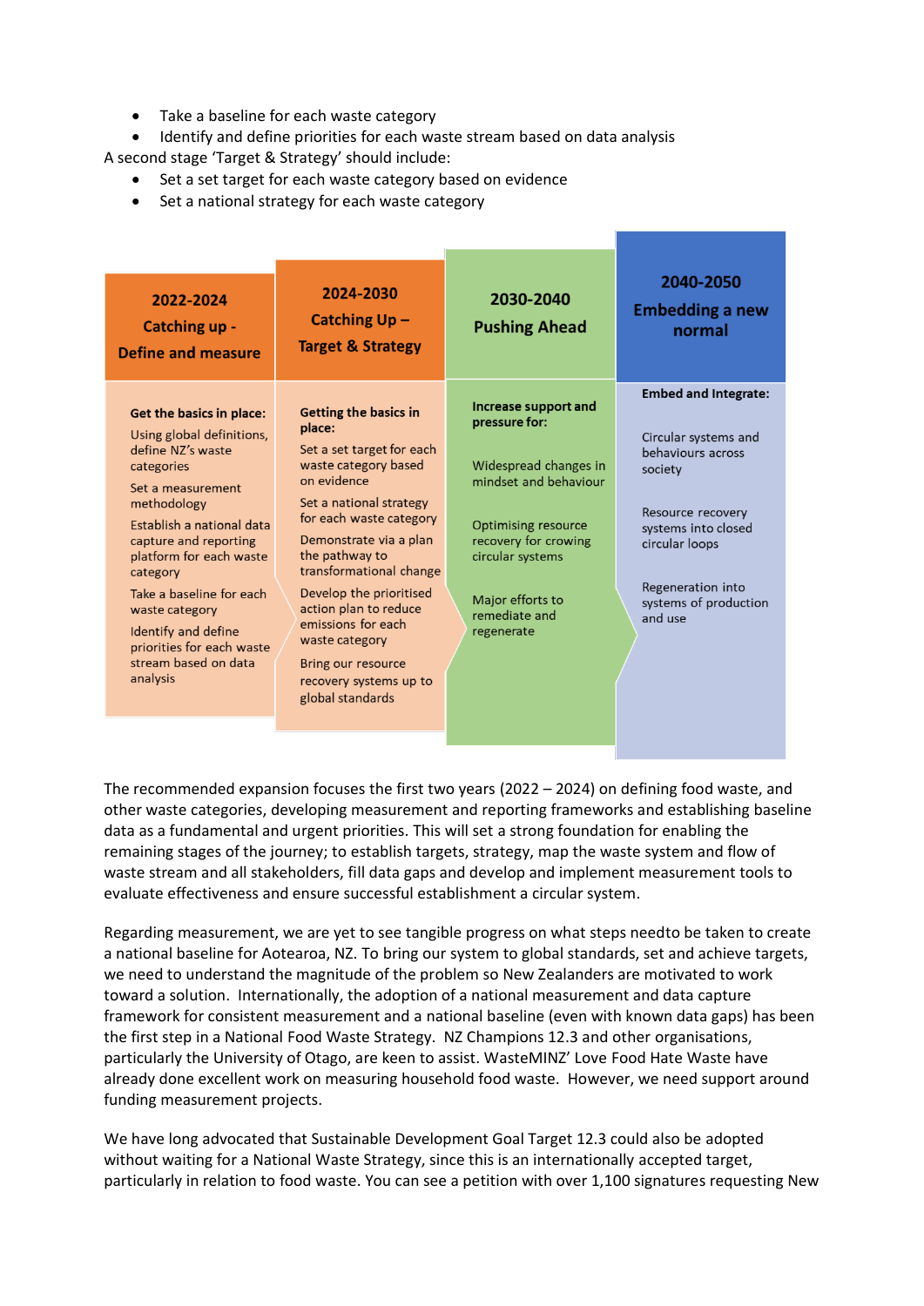- Take a baseline for each waste category
- Identify and define priorities for each waste stream based on data analysis

A second stage 'Target & Strategy' should include:

- Set a set target for each waste category based on evidence
- Set a national strategy for each waste category

| 2022-2024 Catching up - Define and measure | 2024-2030 Catching Up – Target & Strategy | 2030-2040 Pushing Ahead | 2040-2050 Embedding a new normal |
|---|---|---|---|
| **Get the basics in place:** Using global definitions, define NZ's waste categories; Set a measurement methodology; Establish a national data capture and reporting platform for each waste category; Take a baseline for each waste category; Identify and define priorities for each waste stream based on data analysis | **Getting the basics in place:** Set a set target for each waste category based on evidence; Set a national strategy for each waste category; Demonstrate via a plan the pathway to transformational change; Develop the prioritised action plan to reduce emissions for each waste category; Bring our resource recovery systems up to global standards | **Increase support and pressure for:** Widespread changes in mindset and behaviour; Optimising resource recovery for crowing circular systems; Major efforts to remediate and regenerate | **Embed and Integrate:** Circular systems and behaviours across society; Resource recovery systems into closed circular loops; Regeneration into systems of production and use |

The recommended expansion focuses the first two years (2022 – 2024) on defining food waste, and other waste categories, developing measurement and reporting frameworks and establishing baseline data as a fundamental and urgent priorities. This will set a strong foundation for enabling the remaining stages of the journey; to establish targets, strategy, map the waste system and flow of waste stream and all stakeholders, fill data gaps and develop and implement measurement tools to evaluate effectiveness and ensure successful establishment a circular system.

Regarding measurement, we are yet to see tangible progress on what steps needto be taken to create a national baseline for Aotearoa, NZ. To bring our system to global standards, set and achieve targets, we need to understand the magnitude of the problem so New Zealanders are motivated to work toward a solution. Internationally, the adoption of a national measurement and data capture framework for consistent measurement and a national baseline (even with known data gaps) has been the first step in a National Food Waste Strategy. NZ Champions 12.3 and other organisations, particularly the University of Otago, are keen to assist. WasteMINZ' Love Food Hate Waste have already done excellent work on measuring household food waste. However, we need support around funding measurement projects.

We have long advocated that Sustainable Development Goal Target 12.3 could also be adopted without waiting for a National Waste Strategy, since this is an internationally accepted target, particularly in relation to food waste. You can see a petition with over 1,100 signatures requesting New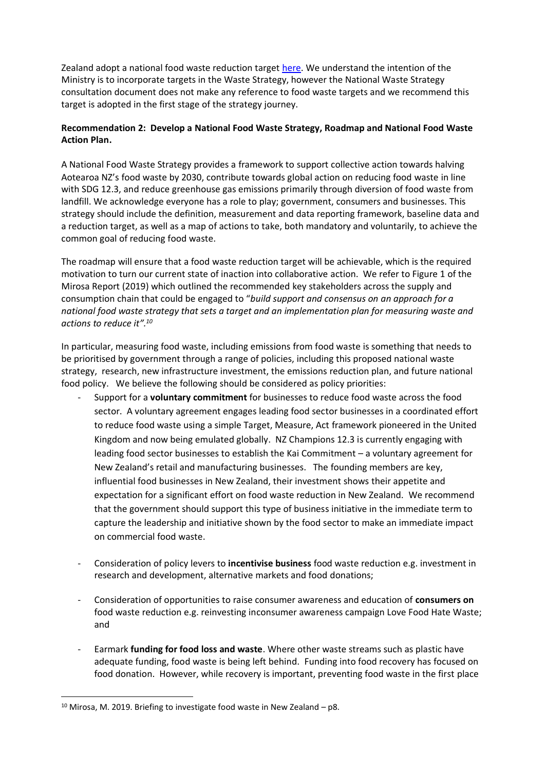Zealand adopt a national food waste reduction target here. We understand the intention of the Ministry is to incorporate targets in the Waste Strategy, however the National Waste Strategy consultation document does not make any reference to food waste targets and we recommend this target is adopted in the first stage of the strategy journey.

**Recommendation 2: Develop a National Food Waste Strategy, Roadmap and National Food Waste Action Plan.**

A National Food Waste Strategy provides a framework to support collective action towards halving Aotearoa NZ's food waste by 2030, contribute towards global action on reducing food waste in line with SDG 12.3, and reduce greenhouse gas emissions primarily through diversion of food waste from landfill. We acknowledge everyone has a role to play; government, consumers and businesses. This strategy should include the definition, measurement and data reporting framework, baseline data and a reduction target, as well as a map of actions to take, both mandatory and voluntarily, to achieve the common goal of reducing food waste.

The roadmap will ensure that a food waste reduction target will be achievable, which is the required motivation to turn our current state of inaction into collaborative action. We refer to Figure 1 of the Mirosa Report (2019) which outlined the recommended key stakeholders across the supply and consumption chain that could be engaged to "*build support and consensus on an approach for a national food waste strategy that sets a target and an implementation plan for measuring waste and actions to reduce it".*[10]

In particular, measuring food waste, including emissions from food waste is something that needs to be prioritised by government through a range of policies, including this proposed national waste strategy, research, new infrastructure investment, the emissions reduction plan, and future national food policy. We believe the following should be considered as policy priorities:

- Support for a **voluntary commitment** for businesses to reduce food waste across the food sector. A voluntary agreement engages leading food sector businesses in a coordinated effort to reduce food waste using a simple Target, Measure, Act framework pioneered in the United Kingdom and now being emulated globally. NZ Champions 12.3 is currently engaging with leading food sector businesses to establish the Kai Commitment – a voluntary agreement for New Zealand's retail and manufacturing businesses. The founding members are key, influential food businesses in New Zealand, their investment shows their appetite and expectation for a significant effort on food waste reduction in New Zealand. We recommend that the government should support this type of business initiative in the immediate term to capture the leadership and initiative shown by the food sector to make an immediate impact on commercial food waste.

- Consideration of policy levers to **incentivise business** food waste reduction e.g. investment in research and development, alternative markets and food donations;

- Consideration of opportunities to raise consumer awareness and education of **consumers on** food waste reduction e.g. reinvesting inconsumer awareness campaign Love Food Hate Waste; and

- Earmark **funding for food loss and waste**. Where other waste streams such as plastic have adequate funding, food waste is being left behind. Funding into food recovery has focused on food donation. However, while recovery is important, preventing food waste in the first place

---

[10] Mirosa, M. 2019. Briefing to investigate food waste in New Zealand – p8.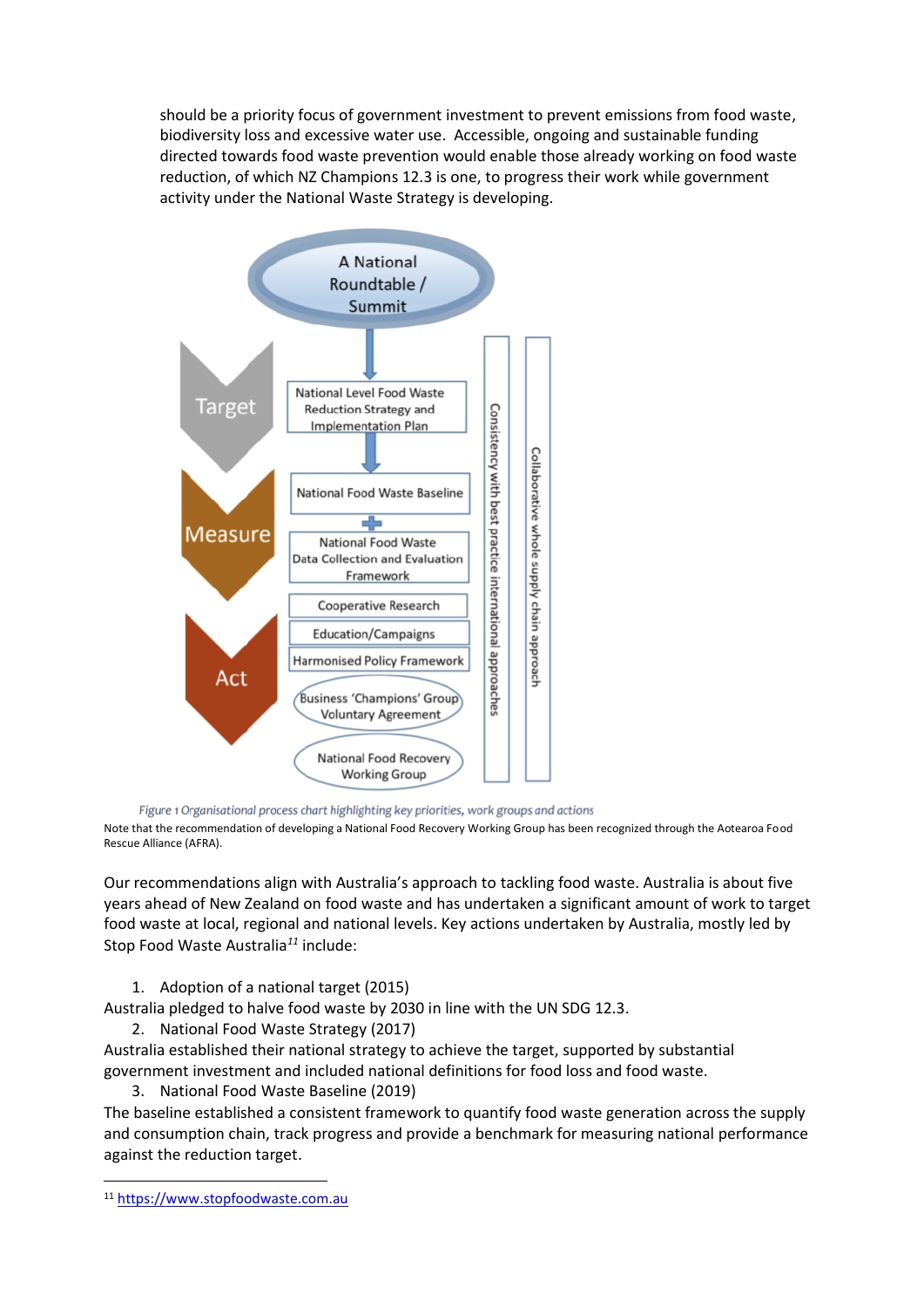should be a priority focus of government investment to prevent emissions from food waste, biodiversity loss and excessive water use. Accessible, ongoing and sustainable funding directed towards food waste prevention would enable those already working on food waste reduction, of which NZ Champions 12.3 is one, to progress their work while government activity under the National Waste Strategy is developing.

A National Roundtable / Summit

Target
- National Level Food Waste Reduction Strategy and Implementation Plan

Measure
- National Food Waste Baseline
- National Food Waste Data Collection and Evaluation Framework

Act
- Cooperative Research
- Education/Campaigns
- Harmonised Policy Framework
- Business 'Champions' Group Voluntary Agreement
- National Food Recovery Working Group

Consistency with best practice international approaches

Collaborative whole supply chain approach

*Figure 1 Organisational process chart highlighting key priorities, work groups and actions*

Note that the recommendation of developing a National Food Recovery Working Group has been recognized through the Aotearoa Food Rescue Alliance (AFRA).

Our recommendations align with Australia's approach to tackling food waste. Australia is about five years ahead of New Zealand on food waste and has undertaken a significant amount of work to target food waste at local, regional and national levels. Key actions undertaken by Australia, mostly led by Stop Food Waste Australia[11] include:

1. Adoption of a national target (2015)

Australia pledged to halve food waste by 2030 in line with the UN SDG 12.3.

2. National Food Waste Strategy (2017)

Australia established their national strategy to achieve the target, supported by substantial government investment and included national definitions for food loss and food waste.

3. National Food Waste Baseline (2019)

The baseline established a consistent framework to quantify food waste generation across the supply and consumption chain, track progress and provide a benchmark for measuring national performance against the reduction target.

[11] https://www.stopfoodwaste.com.au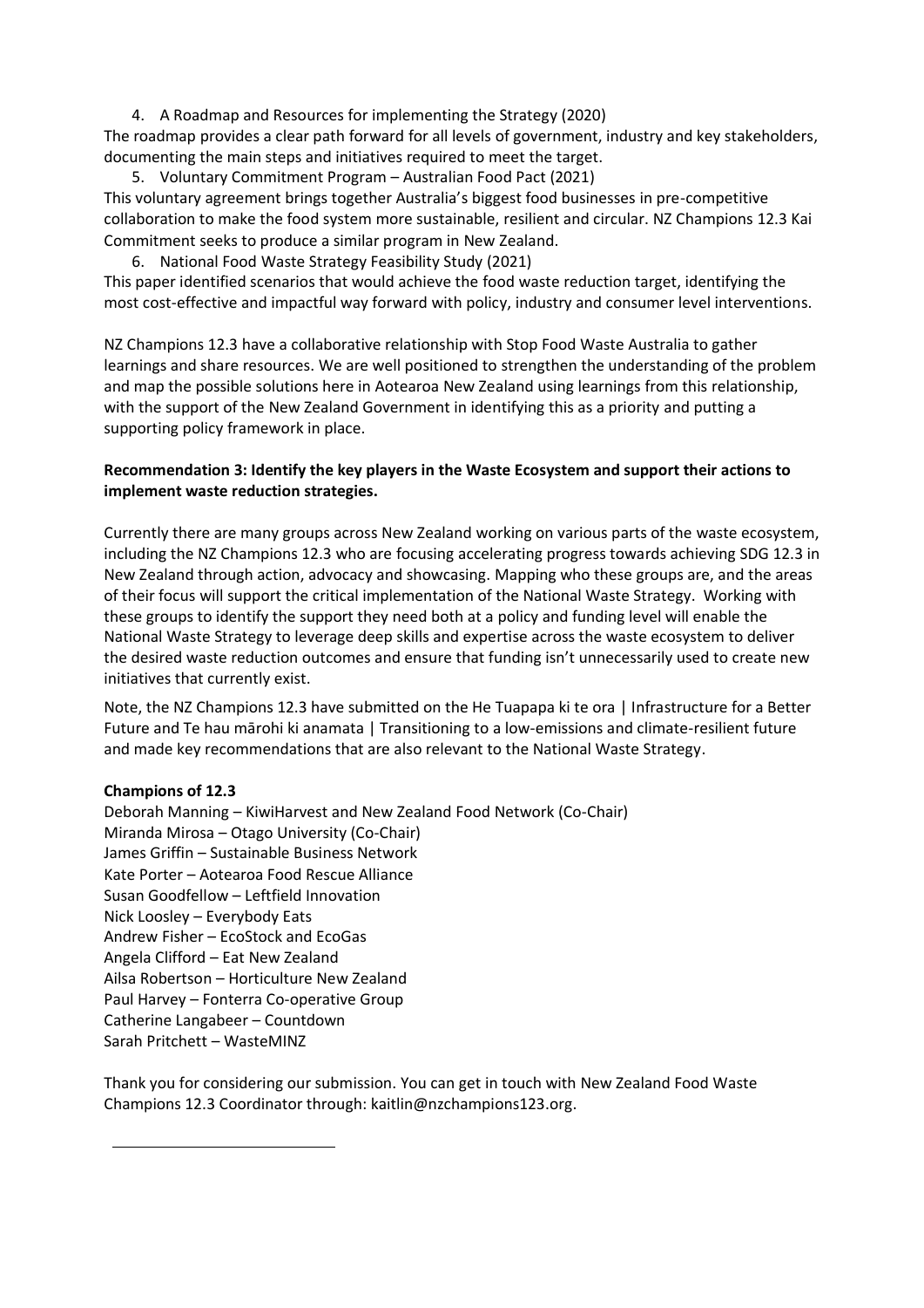4. A Roadmap and Resources for implementing the Strategy (2020)

The roadmap provides a clear path forward for all levels of government, industry and key stakeholders, documenting the main steps and initiatives required to meet the target.

5. Voluntary Commitment Program – Australian Food Pact (2021)

This voluntary agreement brings together Australia's biggest food businesses in pre-competitive collaboration to make the food system more sustainable, resilient and circular. NZ Champions 12.3 Kai Commitment seeks to produce a similar program in New Zealand.

6. National Food Waste Strategy Feasibility Study (2021)

This paper identified scenarios that would achieve the food waste reduction target, identifying the most cost-effective and impactful way forward with policy, industry and consumer level interventions.

NZ Champions 12.3 have a collaborative relationship with Stop Food Waste Australia to gather learnings and share resources. We are well positioned to strengthen the understanding of the problem and map the possible solutions here in Aotearoa New Zealand using learnings from this relationship, with the support of the New Zealand Government in identifying this as a priority and putting a supporting policy framework in place.

**Recommendation 3: Identify the key players in the Waste Ecosystem and support their actions to implement waste reduction strategies.**

Currently there are many groups across New Zealand working on various parts of the waste ecosystem, including the NZ Champions 12.3 who are focusing accelerating progress towards achieving SDG 12.3 in New Zealand through action, advocacy and showcasing. Mapping who these groups are, and the areas of their focus will support the critical implementation of the National Waste Strategy. Working with these groups to identify the support they need both at a policy and funding level will enable the National Waste Strategy to leverage deep skills and expertise across the waste ecosystem to deliver the desired waste reduction outcomes and ensure that funding isn't unnecessarily used to create new initiatives that currently exist.

Note, the NZ Champions 12.3 have submitted on the He Tuapapa ki te ora | Infrastructure for a Better Future and Te hau mārohi ki anamata | Transitioning to a low-emissions and climate-resilient future and made key recommendations that are also relevant to the National Waste Strategy.

**Champions of 12.3**

Deborah Manning – KiwiHarvest and New Zealand Food Network (Co-Chair)
Miranda Mirosa – Otago University (Co-Chair)
James Griffin – Sustainable Business Network
Kate Porter – Aotearoa Food Rescue Alliance
Susan Goodfellow – Leftfield Innovation
Nick Loosley – Everybody Eats
Andrew Fisher – EcoStock and EcoGas
Angela Clifford – Eat New Zealand
Ailsa Robertson – Horticulture New Zealand
Paul Harvey – Fonterra Co-operative Group
Catherine Langabeer – Countdown
Sarah Pritchett – WasteMINZ

Thank you for considering our submission. You can get in touch with New Zealand Food Waste Champions 12.3 Coordinator through: kaitlin@nzchampions123.org.